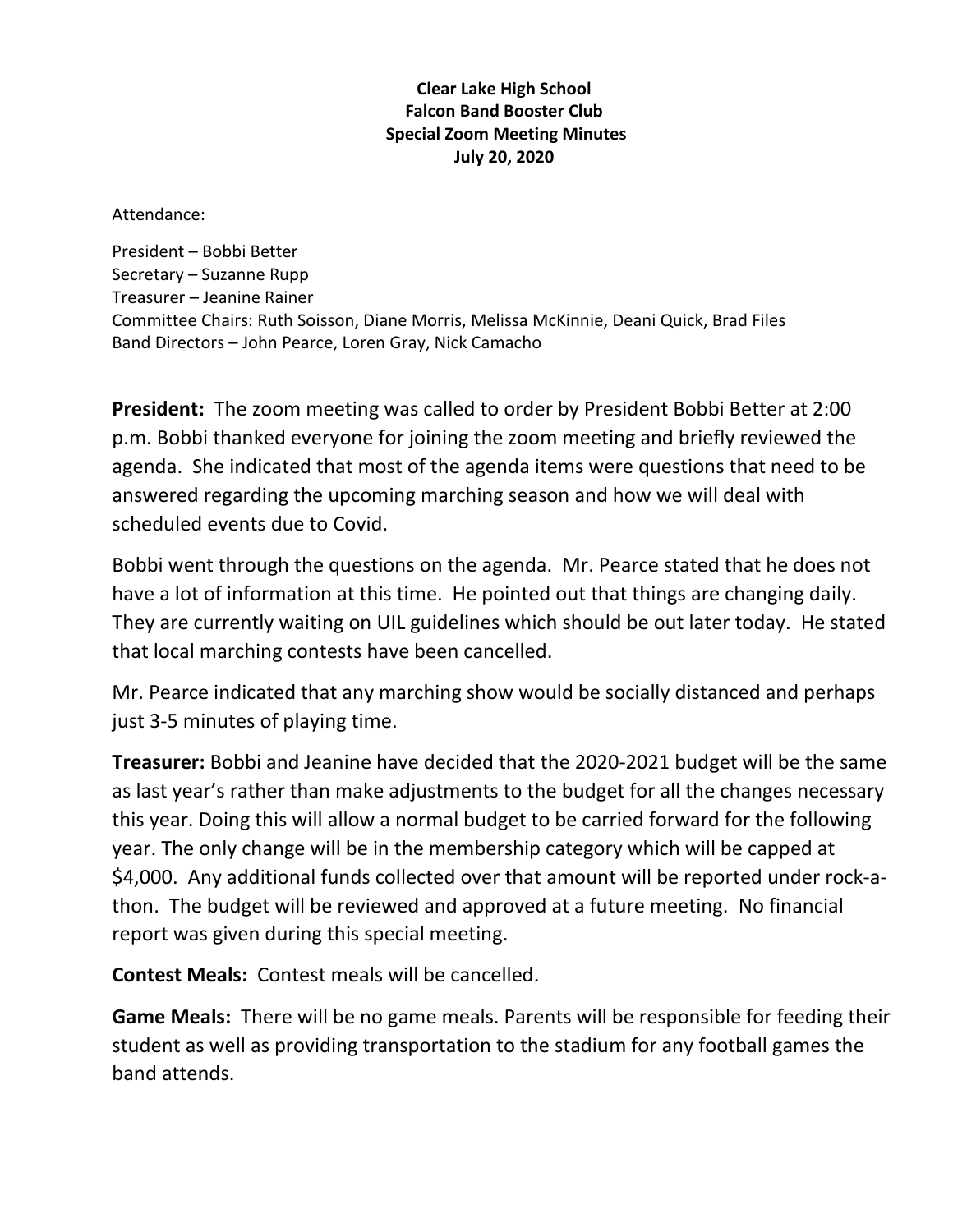**Clear Lake High School**
**Falcon Band Booster Club**
**Special Zoom Meeting Minutes**
**July 20, 2020**

Attendance:

President – Bobbi Better
Secretary – Suzanne Rupp
Treasurer – Jeanine Rainer
Committee Chairs: Ruth Soisson, Diane Morris, Melissa McKinnie, Deani Quick, Brad Files
Band Directors – John Pearce, Loren Gray, Nick Camacho

**President:** The zoom meeting was called to order by President Bobbi Better at 2:00 p.m. Bobbi thanked everyone for joining the zoom meeting and briefly reviewed the agenda. She indicated that most of the agenda items were questions that need to be answered regarding the upcoming marching season and how we will deal with scheduled events due to Covid.

Bobbi went through the questions on the agenda. Mr. Pearce stated that he does not have a lot of information at this time. He pointed out that things are changing daily. They are currently waiting on UIL guidelines which should be out later today. He stated that local marching contests have been cancelled.

Mr. Pearce indicated that any marching show would be socially distanced and perhaps just 3-5 minutes of playing time.

**Treasurer:** Bobbi and Jeanine have decided that the 2020-2021 budget will be the same as last year's rather than make adjustments to the budget for all the changes necessary this year. Doing this will allow a normal budget to be carried forward for the following year. The only change will be in the membership category which will be capped at $4,000. Any additional funds collected over that amount will be reported under rock-a-thon. The budget will be reviewed and approved at a future meeting. No financial report was given during this special meeting.

**Contest Meals:** Contest meals will be cancelled.

**Game Meals:** There will be no game meals. Parents will be responsible for feeding their student as well as providing transportation to the stadium for any football games the band attends.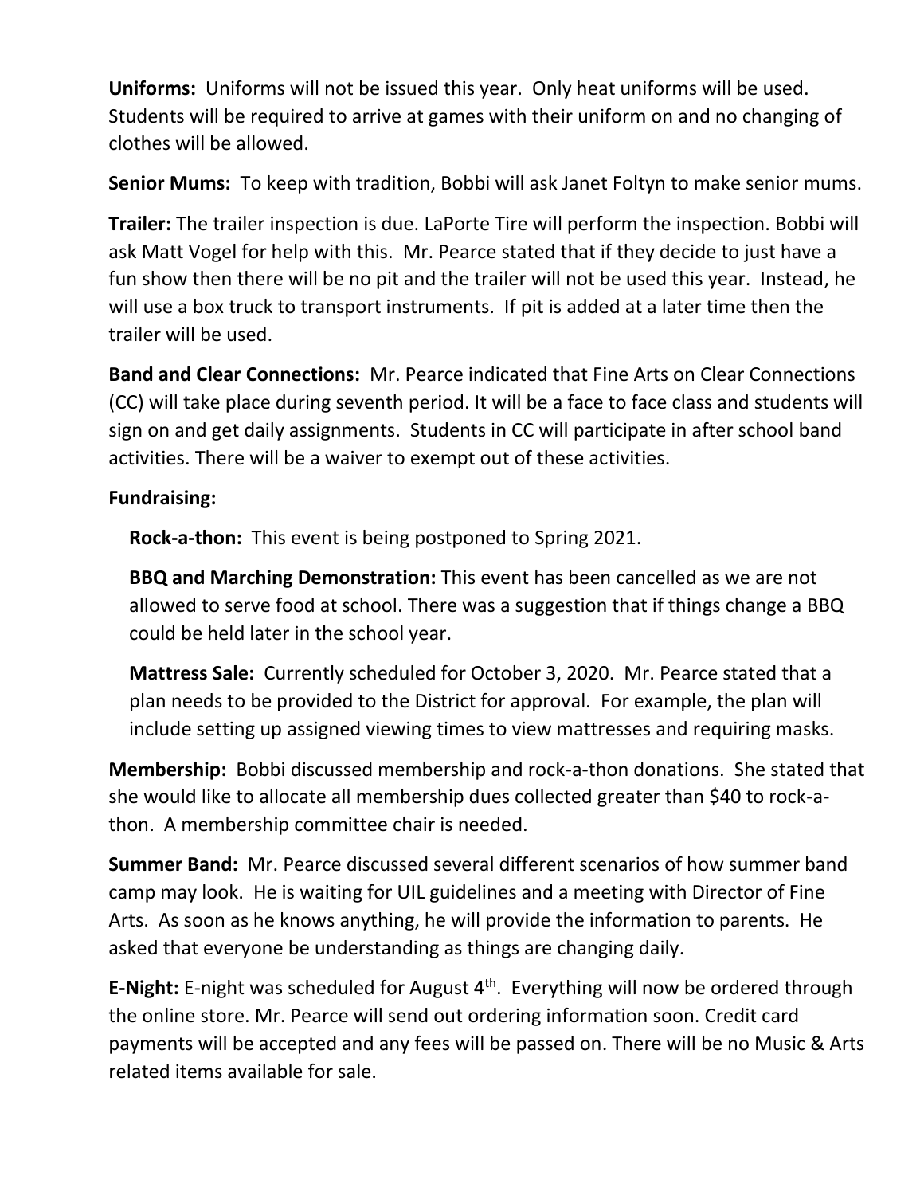**Uniforms:** Uniforms will not be issued this year. Only heat uniforms will be used. Students will be required to arrive at games with their uniform on and no changing of clothes will be allowed.

**Senior Mums:** To keep with tradition, Bobbi will ask Janet Foltyn to make senior mums.

**Trailer:** The trailer inspection is due. LaPorte Tire will perform the inspection. Bobbi will ask Matt Vogel for help with this. Mr. Pearce stated that if they decide to just have a fun show then there will be no pit and the trailer will not be used this year. Instead, he will use a box truck to transport instruments. If pit is added at a later time then the trailer will be used.

**Band and Clear Connections:** Mr. Pearce indicated that Fine Arts on Clear Connections (CC) will take place during seventh period. It will be a face to face class and students will sign on and get daily assignments. Students in CC will participate in after school band activities. There will be a waiver to exempt out of these activities.

**Fundraising:**

**Rock-a-thon:** This event is being postponed to Spring 2021.

**BBQ and Marching Demonstration:** This event has been cancelled as we are not allowed to serve food at school. There was a suggestion that if things change a BBQ could be held later in the school year.

**Mattress Sale:** Currently scheduled for October 3, 2020. Mr. Pearce stated that a plan needs to be provided to the District for approval. For example, the plan will include setting up assigned viewing times to view mattresses and requiring masks.

**Membership:** Bobbi discussed membership and rock-a-thon donations. She stated that she would like to allocate all membership dues collected greater than $40 to rock-a-thon. A membership committee chair is needed.

**Summer Band:** Mr. Pearce discussed several different scenarios of how summer band camp may look. He is waiting for UIL guidelines and a meeting with Director of Fine Arts. As soon as he knows anything, he will provide the information to parents. He asked that everyone be understanding as things are changing daily.

**E-Night:** E-night was scheduled for August 4th. Everything will now be ordered through the online store. Mr. Pearce will send out ordering information soon. Credit card payments will be accepted and any fees will be passed on. There will be no Music & Arts related items available for sale.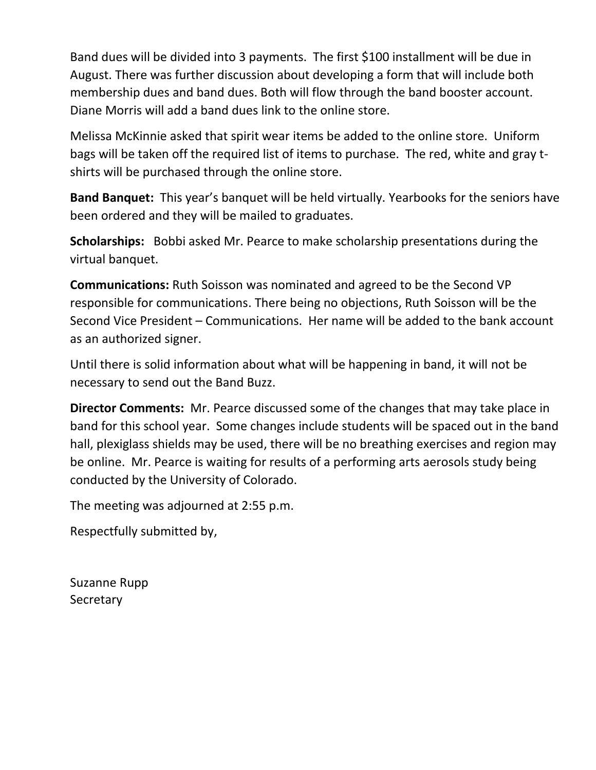Band dues will be divided into 3 payments. The first $100 installment will be due in August. There was further discussion about developing a form that will include both membership dues and band dues. Both will flow through the band booster account. Diane Morris will add a band dues link to the online store.

Melissa McKinnie asked that spirit wear items be added to the online store. Uniform bags will be taken off the required list of items to purchase. The red, white and gray t-shirts will be purchased through the online store.

**Band Banquet:** This year's banquet will be held virtually. Yearbooks for the seniors have been ordered and they will be mailed to graduates.

**Scholarships:** Bobbi asked Mr. Pearce to make scholarship presentations during the virtual banquet.

**Communications:** Ruth Soisson was nominated and agreed to be the Second VP responsible for communications. There being no objections, Ruth Soisson will be the Second Vice President – Communications. Her name will be added to the bank account as an authorized signer.

Until there is solid information about what will be happening in band, it will not be necessary to send out the Band Buzz.

**Director Comments:** Mr. Pearce discussed some of the changes that may take place in band for this school year. Some changes include students will be spaced out in the band hall, plexiglass shields may be used, there will be no breathing exercises and region may be online. Mr. Pearce is waiting for results of a performing arts aerosols study being conducted by the University of Colorado.

The meeting was adjourned at 2:55 p.m.

Respectfully submitted by,

Suzanne Rupp
Secretary